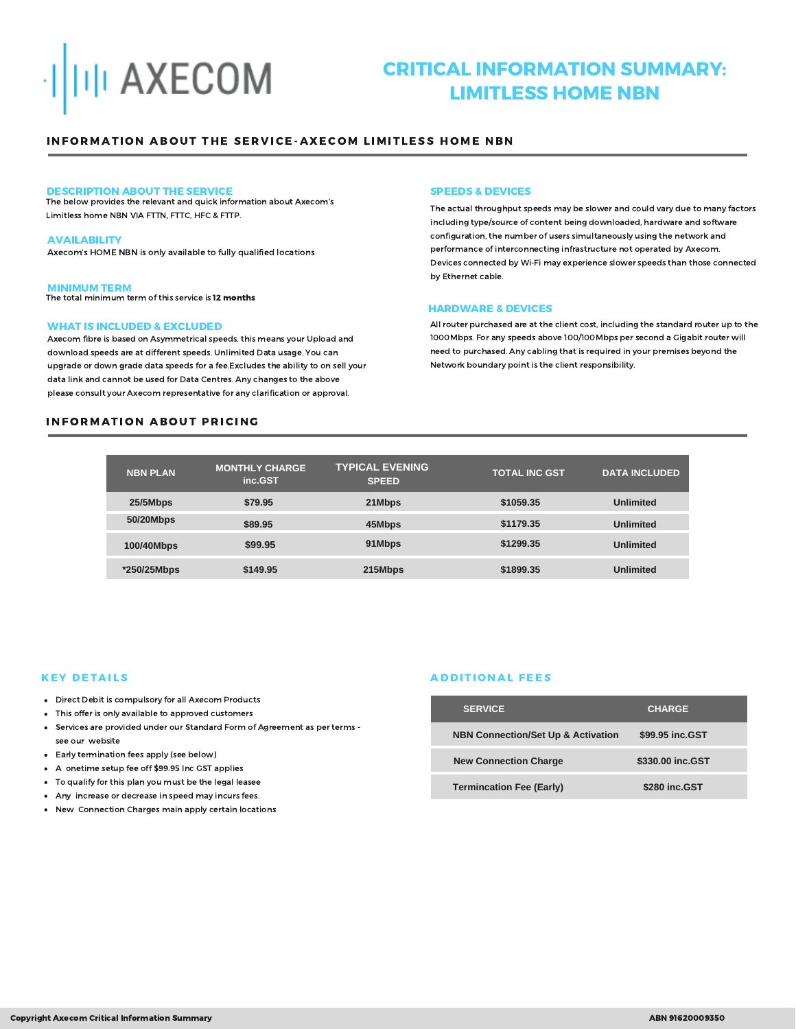# AXECOM

# CRITICAL INFORMATION SUMMARY: LIMITLESS HOME NBN

## INFORMATION ABOUT THE SERVICE-AXECOM LIMITLESS HOME NBN

### DESCRIPTION ABOUT THE SERVICE

The below provides the relevant and quick information about Axecom's Limitless home NBN VIA FTTN, FTTC, HFC & FTTP.

### AVAILABILITY

Axecom's HOME NBN is only available to fully qualified locations

### MINIMUM TERM

The total minimum term of this service is **12 months**

### WHAT IS INCLUDED & EXCLUDED

Axecom fibre is based on Asymmetrical speeds, this means your Upload and download speeds are at different speeds. Unlimited Data usage. You can upgrade or down grade data speeds for a fee.Excludes the ability to on sell your data link and cannot be used for Data Centres. Any changes to the above please consult your Axecom representative for any clarification or approval.

### SPEEDS & DEVICES

The actual throughput speeds may be slower and could vary due to many factors including type/source of content being downloaded, hardware and software configuration, the number of users simultaneously using the network and performance of interconnecting infrastructure not operated by Axecom. Devices connected by Wi-Fi may experience slower speeds than those connected by Ethernet cable.

### HARDWARE & DEVICES

All router purchased are at the client cost, including the standard router up to the 1000Mbps. For any speeds above 100/100Mbps per second a Gigabit router will need to purchased. Any cabling that is required in your premises beyond the Network boundary point is the client responsibility.

## INFORMATION ABOUT PRICING

| NBN PLAN | MONTHLY CHARGE inc.GST | TYPICAL EVENING SPEED | TOTAL INC GST | DATA INCLUDED |
|---|---|---|---|---|
| 25/5Mbps | $79.95 | 21Mbps | $1059.35 | Unlimited |
| 50/20Mbps | $89.95 | 45Mbps | $1179.35 | Unlimited |
| 100/40Mbps | $99.95 | 91Mbps | $1299.35 | Unlimited |
| *250/25Mbps | $149.95 | 215Mbps | $1899.35 | Unlimited |

### KEY DETAILS

- Direct Debit is compulsory for all Axecom Products
- This offer is only available to approved customers
- Services are provided under our Standard Form of Agreement as per terms - see our website
- Early termination fees apply (see below)
- A onetime setup fee off $99.95 Inc GST applies
- To qualify for this plan you must be the legal leasee
- Any increase or decrease in speed may incurs fees.
- New Connection Charges main apply certain locations

### ADDITIONAL FEES

| SERVICE | CHARGE |
|---|---|
| NBN Connection/Set Up & Activation | $99.95 inc.GST |
| New Connection Charge | $330.00 inc.GST |
| Termincation Fee (Early) | $280 inc.GST |

Copyright Axecom Critical Information Summary

ABN 91620009350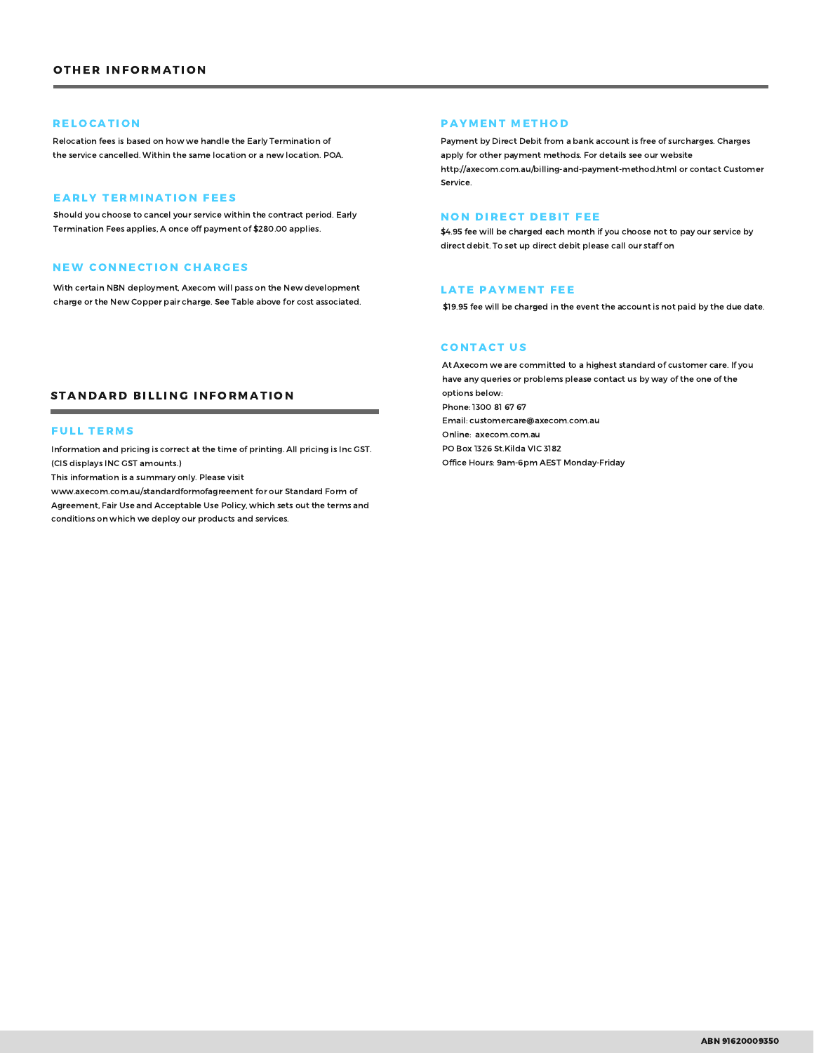## OTHER INFORMATION

### RELOCATION

Relocation fees is based on how we handle the Early Termination of the service cancelled. Within the same location or a new location. POA.

### EARLY TERMINATION FEES

Should you choose to cancel your service within the contract period. Early Termination Fees applies, A once off payment of $280.00 applies.

### NEW CONNECTION CHARGES

With certain NBN deployment, Axecom will pass on the New development charge or the New Copper pair charge. See Table above for cost associated.

## STANDARD BILLING INFORMATION

### FULL TERMS

Information and pricing is correct at the time of printing. All pricing is Inc GST. (CIS displays INC GST amounts.)
This information is a summary only. Please visit www.axecom.com.au/standardformofagreement for our Standard Form of Agreement, Fair Use and Acceptable Use Policy, which sets out the terms and conditions on which we deploy our products and services.

### PAYMENT METHOD

Payment by Direct Debit from a bank account is free of surcharges. Charges apply for other payment methods. For details see our website http://axecom.com.au/billing-and-payment-method.html or contact Customer Service.

### NON DIRECT DEBIT FEE

$4.95 fee will be charged each month if you choose not to pay our service by direct debit. To set up direct debit please call our staff on

### LATE PAYMENT FEE

$19.95 fee will be charged in the event the account is not paid by the due date.

### CONTACT US

At Axecom we are committed to a highest standard of customer care. If you have any queries or problems please contact us by way of the one of the options below:
Phone: 1300 81 67 67
Email: customercare@axecom.com.au
Online: axecom.com.au
PO Box 1326 St.Kilda VIC 3182
Office Hours: 9am-6pm AEST Monday-Friday

ABN 91620009350